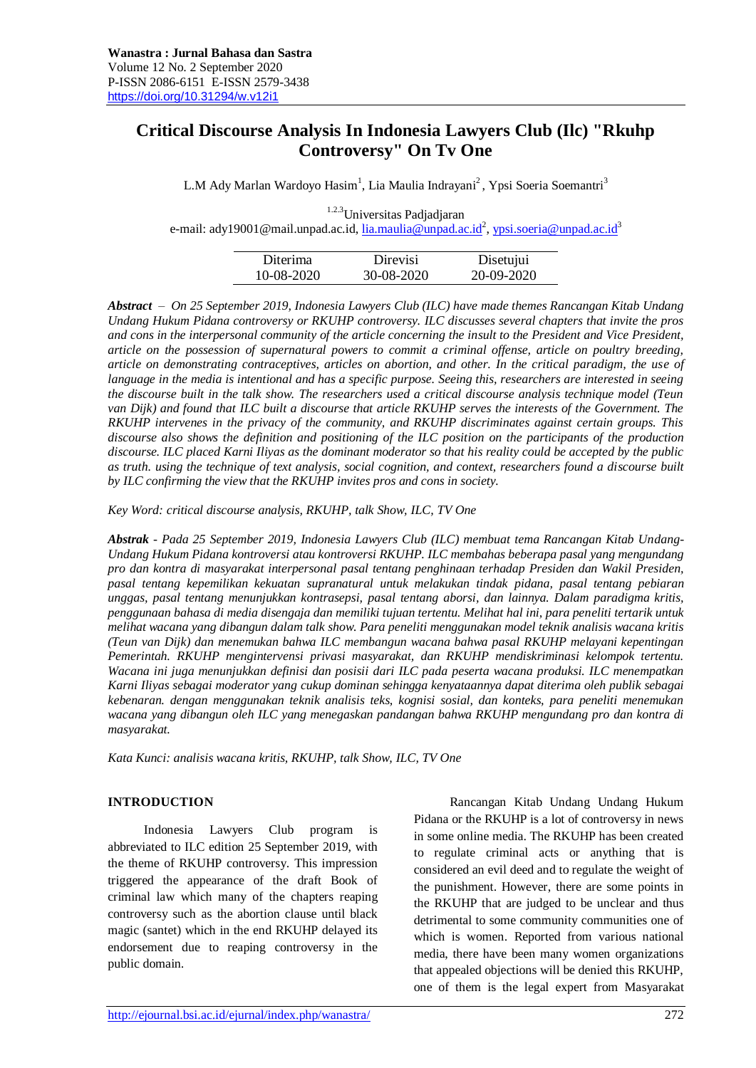**Wanastra : Jurnal Bahasa dan Sastra**
Volume 12 No. 2 September 2020
P-ISSN 2086-6151 E-ISSN 2579-3438
https://doi.org/10.31294/w.v12i1

# Critical Discourse Analysis In Indonesia Lawyers Club (Ilc) "Rkuhp Controversy" On Tv One

L.M Ady Marlan Wardoyo Hasim[1], Lia Maulia Indrayani[2], Ypsi Soeria Soemantri[3]

[1.2.3]Universitas Padjadjaran
e-mail: ady19001@mail.unpad.ac.id, lia.maulia@unpad.ac.id[2], ypsi.soeria@unpad.ac.id[3]

| Diterima | Direvisi | Disetujui |
|---|---|---|
| 10-08-2020 | 30-08-2020 | 20-09-2020 |

***Abstract*** *– On 25 September 2019, Indonesia Lawyers Club (ILC) have made themes Rancangan Kitab Undang Undang Hukum Pidana controversy or RKUHP controversy. ILC discusses several chapters that invite the pros and cons in the interpersonal community of the article concerning the insult to the President and Vice President, article on the possession of supernatural powers to commit a criminal offense, article on poultry breeding, article on demonstrating contraceptives, articles on abortion, and other. In the critical paradigm, the use of language in the media is intentional and has a specific purpose. Seeing this, researchers are interested in seeing the discourse built in the talk show. The researchers used a critical discourse analysis technique model (Teun van Dijk) and found that ILC built a discourse that article RKUHP serves the interests of the Government. The RKUHP intervenes in the privacy of the community, and RKUHP discriminates against certain groups. This discourse also shows the definition and positioning of the ILC position on the participants of the production discourse. ILC placed Karni Iliyas as the dominant moderator so that his reality could be accepted by the public as truth. using the technique of text analysis, social cognition, and context, researchers found a discourse built by ILC confirming the view that the RKUHP invites pros and cons in society.*

*Key Word: critical discourse analysis, RKUHP, talk Show, ILC, TV One*

***Abstrak*** *- Pada 25 September 2019, Indonesia Lawyers Club (ILC) membuat tema Rancangan Kitab Undang-Undang Hukum Pidana kontroversi atau kontroversi RKUHP. ILC membahas beberapa pasal yang mengundang pro dan kontra di masyarakat interpersonal pasal tentang penghinaan terhadap Presiden dan Wakil Presiden, pasal tentang kepemilikan kekuatan supranatural untuk melakukan tindak pidana, pasal tentang pebiaran unggas, pasal tentang menunjukkan kontrasepsi, pasal tentang aborsi, dan lainnya. Dalam paradigma kritis, penggunaan bahasa di media disengaja dan memiliki tujuan tertentu. Melihat hal ini, para peneliti tertarik untuk melihat wacana yang dibangun dalam talk show. Para peneliti menggunakan model teknik analisis wacana kritis (Teun van Dijk) dan menemukan bahwa ILC membangun wacana bahwa pasal RKUHP melayani kepentingan Pemerintah. RKUHP mengintervensi privasi masyarakat, dan RKUHP mendiskriminasi kelompok tertentu. Wacana ini juga menunjukkan definisi dan posisii dari ILC pada peserta wacana produksi. ILC menempatkan Karni Iliyas sebagai moderator yang cukup dominan sehingga kenyataannya dapat diterima oleh publik sebagai kebenaran. dengan menggunakan teknik analisis teks, kognisi sosial, dan konteks, para peneliti menemukan wacana yang dibangun oleh ILC yang menegaskan pandangan bahwa RKUHP mengundang pro dan kontra di masyarakat.*

*Kata Kunci: analisis wacana kritis, RKUHP, talk Show, ILC, TV One*

## INTRODUCTION

Indonesia Lawyers Club program is abbreviated to ILC edition 25 September 2019, with the theme of RKUHP controversy. This impression triggered the appearance of the draft Book of criminal law which many of the chapters reaping controversy such as the abortion clause until black magic (santet) which in the end RKUHP delayed its endorsement due to reaping controversy in the public domain.

Rancangan Kitab Undang Undang Hukum Pidana or the RKUHP is a lot of controversy in news in some online media. The RKUHP has been created to regulate criminal acts or anything that is considered an evil deed and to regulate the weight of the punishment. However, there are some points in the RKUHP that are judged to be unclear and thus detrimental to some community communities one of which is women. Reported from various national media, there have been many women organizations that appealed objections will be denied this RKUHP, one of them is the legal expert from Masyarakat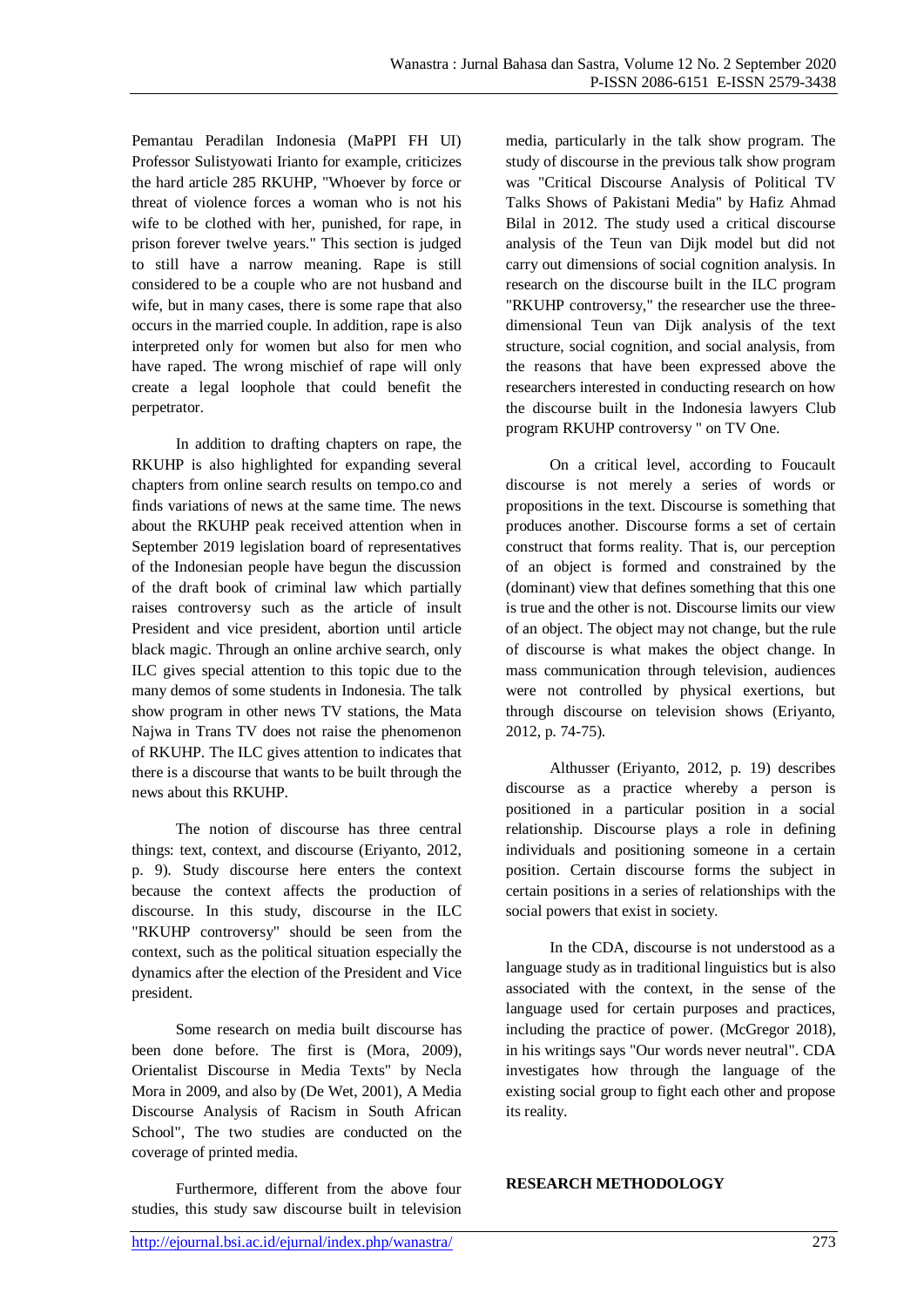Pemantau Peradilan Indonesia (MaPPI FH UI) Professor Sulistyowati Irianto for example, criticizes the hard article 285 RKUHP, "Whoever by force or threat of violence forces a woman who is not his wife to be clothed with her, punished, for rape, in prison forever twelve years." This section is judged to still have a narrow meaning. Rape is still considered to be a couple who are not husband and wife, but in many cases, there is some rape that also occurs in the married couple. In addition, rape is also interpreted only for women but also for men who have raped. The wrong mischief of rape will only create a legal loophole that could benefit the perpetrator.

In addition to drafting chapters on rape, the RKUHP is also highlighted for expanding several chapters from online search results on tempo.co and finds variations of news at the same time. The news about the RKUHP peak received attention when in September 2019 legislation board of representatives of the Indonesian people have begun the discussion of the draft book of criminal law which partially raises controversy such as the article of insult President and vice president, abortion until article black magic. Through an online archive search, only ILC gives special attention to this topic due to the many demos of some students in Indonesia. The talk show program in other news TV stations, the Mata Najwa in Trans TV does not raise the phenomenon of RKUHP. The ILC gives attention to indicates that there is a discourse that wants to be built through the news about this RKUHP.

The notion of discourse has three central things: text, context, and discourse (Eriyanto, 2012, p. 9). Study discourse here enters the context because the context affects the production of discourse. In this study, discourse in the ILC "RKUHP controversy" should be seen from the context, such as the political situation especially the dynamics after the election of the President and Vice president.

Some research on media built discourse has been done before. The first is (Mora, 2009), Orientalist Discourse in Media Texts" by Necla Mora in 2009, and also by (De Wet, 2001), A Media Discourse Analysis of Racism in South African School", The two studies are conducted on the coverage of printed media.

Furthermore, different from the above four studies, this study saw discourse built in television media, particularly in the talk show program. The study of discourse in the previous talk show program was "Critical Discourse Analysis of Political TV Talks Shows of Pakistani Media" by Hafiz Ahmad Bilal in 2012. The study used a critical discourse analysis of the Teun van Dijk model but did not carry out dimensions of social cognition analysis. In research on the discourse built in the ILC program "RKUHP controversy," the researcher use the three-dimensional Teun van Dijk analysis of the text structure, social cognition, and social analysis, from the reasons that have been expressed above the researchers interested in conducting research on how the discourse built in the Indonesia lawyers Club program RKUHP controversy " on TV One.

On a critical level, according to Foucault discourse is not merely a series of words or propositions in the text. Discourse is something that produces another. Discourse forms a set of certain construct that forms reality. That is, our perception of an object is formed and constrained by the (dominant) view that defines something that this one is true and the other is not. Discourse limits our view of an object. The object may not change, but the rule of discourse is what makes the object change. In mass communication through television, audiences were not controlled by physical exertions, but through discourse on television shows (Eriyanto, 2012, p. 74-75).

Althusser (Eriyanto, 2012, p. 19) describes discourse as a practice whereby a person is positioned in a particular position in a social relationship. Discourse plays a role in defining individuals and positioning someone in a certain position. Certain discourse forms the subject in certain positions in a series of relationships with the social powers that exist in society.

In the CDA, discourse is not understood as a language study as in traditional linguistics but is also associated with the context, in the sense of the language used for certain purposes and practices, including the practice of power. (McGregor 2018), in his writings says "Our words never neutral". CDA investigates how through the language of the existing social group to fight each other and propose its reality.

## RESEARCH METHODOLOGY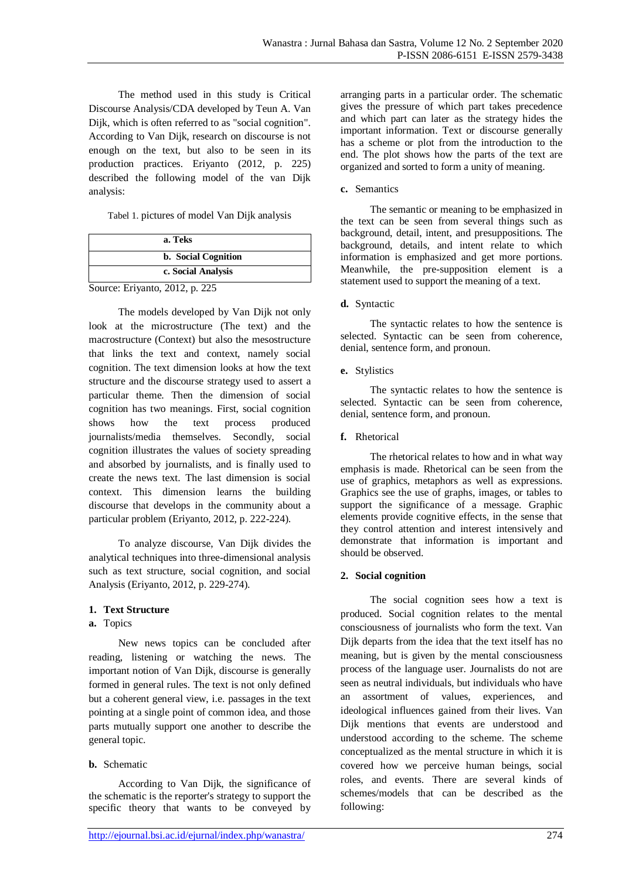The method used in this study is Critical Discourse Analysis/CDA developed by Teun A. Van Dijk, which is often referred to as "social cognition". According to Van Dijk, research on discourse is not enough on the text, but also to be seen in its production practices. Eriyanto (2012, p. 225) described the following model of the van Dijk analysis:

Tabel 1. pictures of model Van Dijk analysis

| a. Teks |
|---|
| b. Social Cognition |
| c. Social Analysis |

Source: Eriyanto, 2012, p. 225

The models developed by Van Dijk not only look at the microstructure (The text) and the macrostructure (Context) but also the mesostructure that links the text and context, namely social cognition. The text dimension looks at how the text structure and the discourse strategy used to assert a particular theme. Then the dimension of social cognition has two meanings. First, social cognition shows how the text process produced journalists/media themselves. Secondly, social cognition illustrates the values of society spreading and absorbed by journalists, and is finally used to create the news text. The last dimension is social context. This dimension learns the building discourse that develops in the community about a particular problem (Eriyanto, 2012, p. 222-224).

To analyze discourse, Van Dijk divides the analytical techniques into three-dimensional analysis such as text structure, social cognition, and social Analysis (Eriyanto, 2012, p. 229-274).

**1. Text Structure**

**a.** Topics

New news topics can be concluded after reading, listening or watching the news. The important notion of Van Dijk, discourse is generally formed in general rules. The text is not only defined but a coherent general view, i.e. passages in the text pointing at a single point of common idea, and those parts mutually support one another to describe the general topic.

**b.** Schematic

According to Van Dijk, the significance of the schematic is the reporter's strategy to support the specific theory that wants to be conveyed by arranging parts in a particular order. The schematic gives the pressure of which part takes precedence and which part can later as the strategy hides the important information. Text or discourse generally has a scheme or plot from the introduction to the end. The plot shows how the parts of the text are organized and sorted to form a unity of meaning.

**c.** Semantics

The semantic or meaning to be emphasized in the text can be seen from several things such as background, detail, intent, and presuppositions. The background, details, and intent relate to which information is emphasized and get more portions. Meanwhile, the pre-supposition element is a statement used to support the meaning of a text.

**d.** Syntactic

The syntactic relates to how the sentence is selected. Syntactic can be seen from coherence, denial, sentence form, and pronoun.

**e.** Stylistics

The syntactic relates to how the sentence is selected. Syntactic can be seen from coherence, denial, sentence form, and pronoun.

**f.** Rhetorical

The rhetorical relates to how and in what way emphasis is made. Rhetorical can be seen from the use of graphics, metaphors as well as expressions. Graphics see the use of graphs, images, or tables to support the significance of a message. Graphic elements provide cognitive effects, in the sense that they control attention and interest intensively and demonstrate that information is important and should be observed.

**2. Social cognition**

The social cognition sees how a text is produced. Social cognition relates to the mental consciousness of journalists who form the text. Van Dijk departs from the idea that the text itself has no meaning, but is given by the mental consciousness process of the language user. Journalists do not are seen as neutral individuals, but individuals who have an assortment of values, experiences, and ideological influences gained from their lives. Van Dijk mentions that events are understood and understood according to the scheme. The scheme conceptualized as the mental structure in which it is covered how we perceive human beings, social roles, and events. There are several kinds of schemes/models that can be described as the following: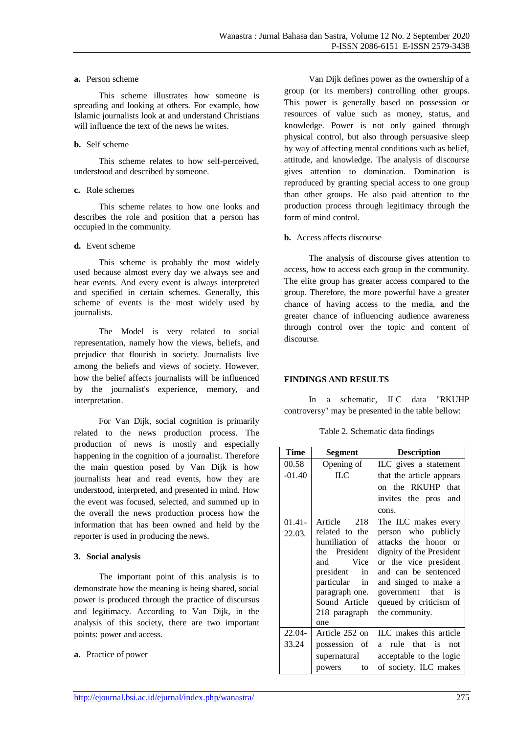**a.** Person scheme

This scheme illustrates how someone is spreading and looking at others. For example, how Islamic journalists look at and understand Christians will influence the text of the news he writes.

**b.** Self scheme

This scheme relates to how self-perceived, understood and described by someone.

**c.** Role schemes

This scheme relates to how one looks and describes the role and position that a person has occupied in the community.

**d.** Event scheme

This scheme is probably the most widely used because almost every day we always see and hear events. And every event is always interpreted and specified in certain schemes. Generally, this scheme of events is the most widely used by journalists.

The Model is very related to social representation, namely how the views, beliefs, and prejudice that flourish in society. Journalists live among the beliefs and views of society. However, how the belief affects journalists will be influenced by the journalist's experience, memory, and interpretation.

For Van Dijk, social cognition is primarily related to the news production process. The production of news is mostly and especially happening in the cognition of a journalist. Therefore the main question posed by Van Dijk is how journalists hear and read events, how they are understood, interpreted, and presented in mind. How the event was focused, selected, and summed up in the overall the news production process how the information that has been owned and held by the reporter is used in producing the news.

### 3. Social analysis

The important point of this analysis is to demonstrate how the meaning is being shared, social power is produced through the practice of discursus and legitimacy. According to Van Dijk, in the analysis of this society, there are two important points: power and access.

**a.** Practice of power

Van Dijk defines power as the ownership of a group (or its members) controlling other groups. This power is generally based on possession or resources of value such as money, status, and knowledge. Power is not only gained through physical control, but also through persuasive sleep by way of affecting mental conditions such as belief, attitude, and knowledge. The analysis of discourse gives attention to domination. Domination is reproduced by granting special access to one group than other groups. He also paid attention to the production process through legitimacy through the form of mind control.

**b.** Access affects discourse

The analysis of discourse gives attention to access, how to access each group in the community. The elite group has greater access compared to the group. Therefore, the more powerful have a greater chance of having access to the media, and the greater chance of influencing audience awareness through control over the topic and content of discourse.

## FINDINGS AND RESULTS

In a schematic, ILC data "RKUHP controversy" may be presented in the table bellow:

Table 2. Schematic data findings

| Time | Segment | Description |
|---|---|---|
| 00.58 -01.40 | Opening of ILC | ILC gives a statement that the article appears on the RKUHP that invites the pros and cons. |
| 01.41-22.03. | Article 218 related to the humiliation of the President and Vice president in particular in paragraph one. Sound Article 218 paragraph one | The ILC makes every person who publicly attacks the honor or dignity of the President or the vice president and can be sentenced and singed to make a government that is queued by criticism of the community. |
| 22.04-33.24 | Article 252 on possession of supernatural powers to | ILC makes this article a rule that is not acceptable to the logic of society. ILC makes |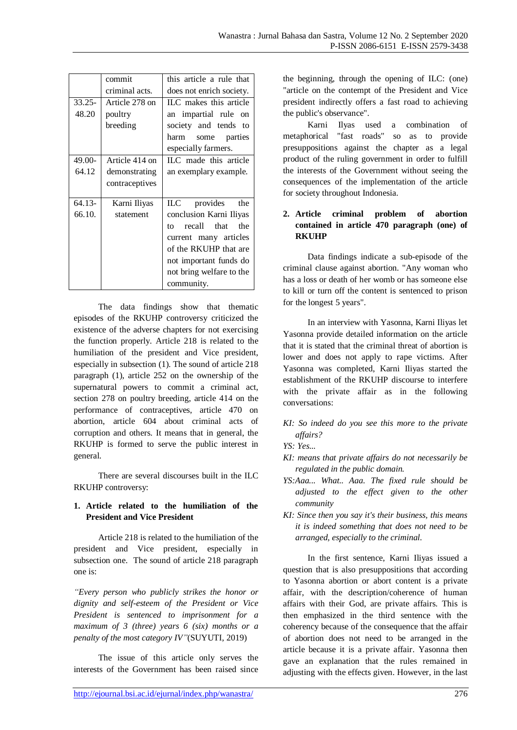|  | commit criminal acts. | this article a rule that does not enrich society. |
|---|---|---|
| 33.25-48.20 | Article 278 on poultry breeding | ILC makes this article an impartial rule on society and tends to harm some parties especially farmers. |
| 49.00-64.12 | Article 414 on demonstrating contraceptives | ILC made this article an exemplary example. |
| 64.13-66.10. | Karni Iliyas statement | ILC provides the conclusion Karni Iliyas to recall that the current many articles of the RKUHP that are not important funds do not bring welfare to the community. |

The data findings show that thematic episodes of the RKUHP controversy criticized the existence of the adverse chapters for not exercising the function properly. Article 218 is related to the humiliation of the president and Vice president, especially in subsection (1). The sound of article 218 paragraph (1), article 252 on the ownership of the supernatural powers to commit a criminal act, section 278 on poultry breeding, article 414 on the performance of contraceptives, article 470 on abortion, article 604 about criminal acts of corruption and others. It means that in general, the RKUHP is formed to serve the public interest in general.

There are several discourses built in the ILC RKUHP controversy:

**1. Article related to the humiliation of the President and Vice President**

Article 218 is related to the humiliation of the president and Vice president, especially in subsection one. The sound of article 218 paragraph one is:

*"Every person who publicly strikes the honor or dignity and self-esteem of the President or Vice President is sentenced to imprisonment for a maximum of 3 (three) years 6 (six) months or a penalty of the most category IV"*(SUYUTI, 2019)

The issue of this article only serves the interests of the Government has been raised since the beginning, through the opening of ILC: (one) "article on the contempt of the President and Vice president indirectly offers a fast road to achieving the public's observance".

Karni Ilyas used a combination of metaphorical "fast roads" so as to provide presuppositions against the chapter as a legal product of the ruling government in order to fulfill the interests of the Government without seeing the consequences of the implementation of the article for society throughout Indonesia.

**2. Article criminal problem of abortion contained in article 470 paragraph (one) of RKUHP**

Data findings indicate a sub-episode of the criminal clause against abortion. "Any woman who has a loss or death of her womb or has someone else to kill or turn off the content is sentenced to prison for the longest 5 years".

In an interview with Yasonna, Karni Iliyas let Yasonna provide detailed information on the article that it is stated that the criminal threat of abortion is lower and does not apply to rape victims. After Yasonna was completed, Karni Iliyas started the establishment of the RKUHP discourse to interfere with the private affair as in the following conversations:

*KI: So indeed do you see this more to the private affairs?*

*YS: Yes...*

*KI: means that private affairs do not necessarily be regulated in the public domain.*

*YS:Aaa... What.. Aaa. The fixed rule should be adjusted to the effect given to the other community*

*KI: Since then you say it's their business, this means it is indeed something that does not need to be arranged, especially to the criminal.*

In the first sentence, Karni Iliyas issued a question that is also presuppositions that according to Yasonna abortion or abort content is a private affair, with the description/coherence of human affairs with their God, are private affairs. This is then emphasized in the third sentence with the coherency because of the consequence that the affair of abortion does not need to be arranged in the article because it is a private affair. Yasonna then gave an explanation that the rules remained in adjusting with the effects given. However, in the last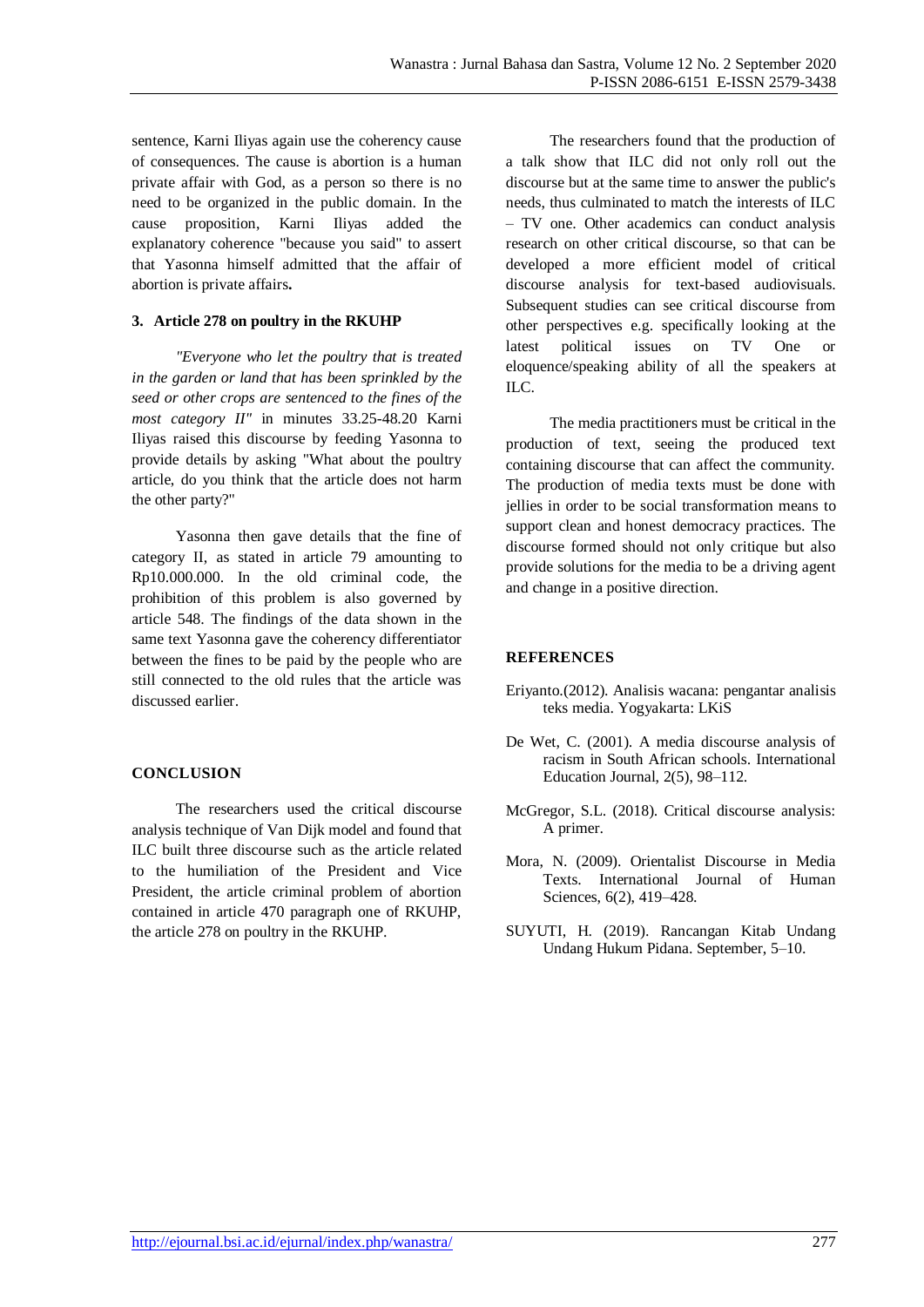sentence, Karni Iliyas again use the coherency cause of consequences. The cause is abortion is a human private affair with God, as a person so there is no need to be organized in the public domain. In the cause proposition, Karni Iliyas added the explanatory coherence "because you said" to assert that Yasonna himself admitted that the affair of abortion is private affairs**.**

### 3. Article 278 on poultry in the RKUHP

*"Everyone who let the poultry that is treated in the garden or land that has been sprinkled by the seed or other crops are sentenced to the fines of the most category II"* in minutes 33.25-48.20 Karni Iliyas raised this discourse by feeding Yasonna to provide details by asking "What about the poultry article, do you think that the article does not harm the other party?"

Yasonna then gave details that the fine of category II, as stated in article 79 amounting to Rp10.000.000. In the old criminal code, the prohibition of this problem is also governed by article 548. The findings of the data shown in the same text Yasonna gave the coherency differentiator between the fines to be paid by the people who are still connected to the old rules that the article was discussed earlier.

## CONCLUSION

The researchers used the critical discourse analysis technique of Van Dijk model and found that ILC built three discourse such as the article related to the humiliation of the President and Vice President, the article criminal problem of abortion contained in article 470 paragraph one of RKUHP, the article 278 on poultry in the RKUHP.

The researchers found that the production of a talk show that ILC did not only roll out the discourse but at the same time to answer the public's needs, thus culminated to match the interests of ILC – TV one. Other academics can conduct analysis research on other critical discourse, so that can be developed a more efficient model of critical discourse analysis for text-based audiovisuals. Subsequent studies can see critical discourse from other perspectives e.g. specifically looking at the latest political issues on TV One or eloquence/speaking ability of all the speakers at ILC.

The media practitioners must be critical in the production of text, seeing the produced text containing discourse that can affect the community. The production of media texts must be done with jellies in order to be social transformation means to support clean and honest democracy practices. The discourse formed should not only critique but also provide solutions for the media to be a driving agent and change in a positive direction.

## REFERENCES

Eriyanto.(2012). Analisis wacana: pengantar analisis teks media. Yogyakarta: LKiS

De Wet, C. (2001). A media discourse analysis of racism in South African schools. International Education Journal, 2(5), 98–112.

McGregor, S.L. (2018). Critical discourse analysis: A primer.

Mora, N. (2009). Orientalist Discourse in Media Texts. International Journal of Human Sciences, 6(2), 419–428.

SUYUTI, H. (2019). Rancangan Kitab Undang Undang Hukum Pidana. September, 5–10.